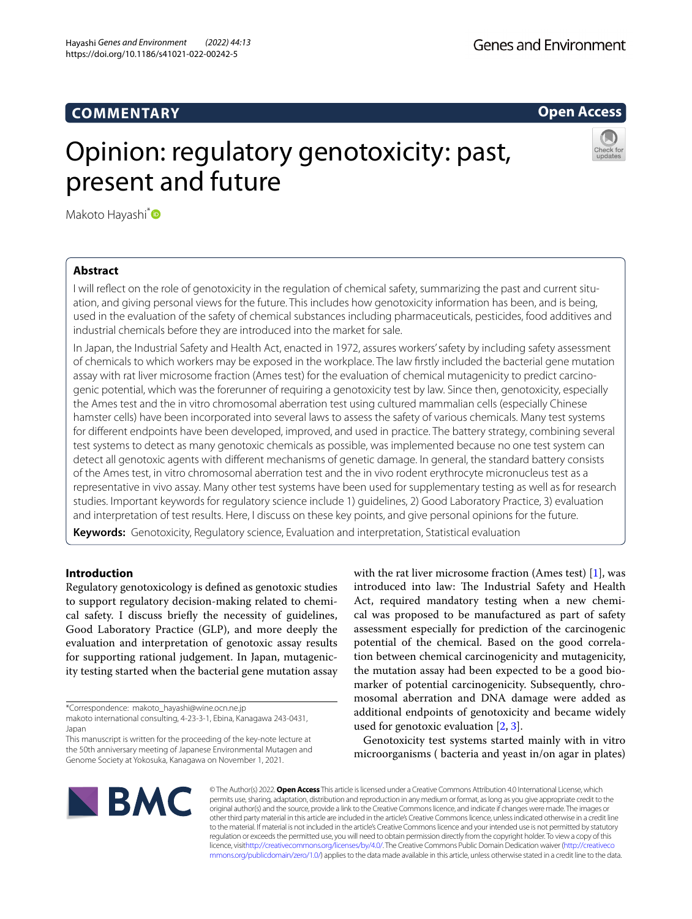COMMENTARY

Open Access

# Opinion: regulatory genotoxicity: past, present and future

Makoto Hayashi*

## Abstract

I will reflect on the role of genotoxicity in the regulation of chemical safety, summarizing the past and current situation, and giving personal views for the future. This includes how genotoxicity information has been, and is being, used in the evaluation of the safety of chemical substances including pharmaceuticals, pesticides, food additives and industrial chemicals before they are introduced into the market for sale.

In Japan, the Industrial Safety and Health Act, enacted in 1972, assures workers' safety by including safety assessment of chemicals to which workers may be exposed in the workplace. The law firstly included the bacterial gene mutation assay with rat liver microsome fraction (Ames test) for the evaluation of chemical mutagenicity to predict carcinogenic potential, which was the forerunner of requiring a genotoxicity test by law. Since then, genotoxicity, especially the Ames test and the in vitro chromosomal aberration test using cultured mammalian cells (especially Chinese hamster cells) have been incorporated into several laws to assess the safety of various chemicals. Many test systems for different endpoints have been developed, improved, and used in practice. The battery strategy, combining several test systems to detect as many genotoxic chemicals as possible, was implemented because no one test system can detect all genotoxic agents with different mechanisms of genetic damage. In general, the standard battery consists of the Ames test, in vitro chromosomal aberration test and the in vivo rodent erythrocyte micronucleus test as a representative in vivo assay. Many other test systems have been used for supplementary testing as well as for research studies. Important keywords for regulatory science include 1) guidelines, 2) Good Laboratory Practice, 3) evaluation and interpretation of test results. Here, I discuss on these key points, and give personal opinions for the future.

**Keywords:** Genotoxicity, Regulatory science, Evaluation and interpretation, Statistical evaluation

## Introduction

Regulatory genotoxicology is defined as genotoxic studies to support regulatory decision-making related to chemical safety. I discuss briefly the necessity of guidelines, Good Laboratory Practice (GLP), and more deeply the evaluation and interpretation of genotoxic assay results for supporting rational judgement. In Japan, mutagenicity testing started when the bacterial gene mutation assay with the rat liver microsome fraction (Ames test) [1], was introduced into law: The Industrial Safety and Health Act, required mandatory testing when a new chemical was proposed to be manufactured as part of safety assessment especially for prediction of the carcinogenic potential of the chemical. Based on the good correlation between chemical carcinogenicity and mutagenicity, the mutation assay had been expected to be a good biomarker of potential carcinogenicity. Subsequently, chromosomal aberration and DNA damage were added as additional endpoints of genotoxicity and became widely used for genotoxic evaluation [2, 3].

Genotoxicity test systems started mainly with in vitro microorganisms ( bacteria and yeast in/on agar in plates)

*Correspondence: makoto_hayashi@wine.ocn.ne.jp
makoto international consulting, 4-23-3-1, Ebina, Kanagawa 243-0431, Japan
This manuscript is written for the proceeding of the key-note lecture at the 50th anniversary meeting of Japanese Environmental Mutagen and Genome Society at Yokosuka, Kanagawa on November 1, 2021.

© The Author(s) 2022. **Open Access** This article is licensed under a Creative Commons Attribution 4.0 International License, which permits use, sharing, adaptation, distribution and reproduction in any medium or format, as long as you give appropriate credit to the original author(s) and the source, provide a link to the Creative Commons licence, and indicate if changes were made. The images or other third party material in this article are included in the article's Creative Commons licence, unless indicated otherwise in a credit line to the material. If material is not included in the article's Creative Commons licence and your intended use is not permitted by statutory regulation or exceeds the permitted use, you will need to obtain permission directly from the copyright holder. To view a copy of this licence, visit http://creativecommons.org/licenses/by/4.0/. The Creative Commons Public Domain Dedication waiver (http://creativecommons.org/publicdomain/zero/1.0/) applies to the data made available in this article, unless otherwise stated in a credit line to the data.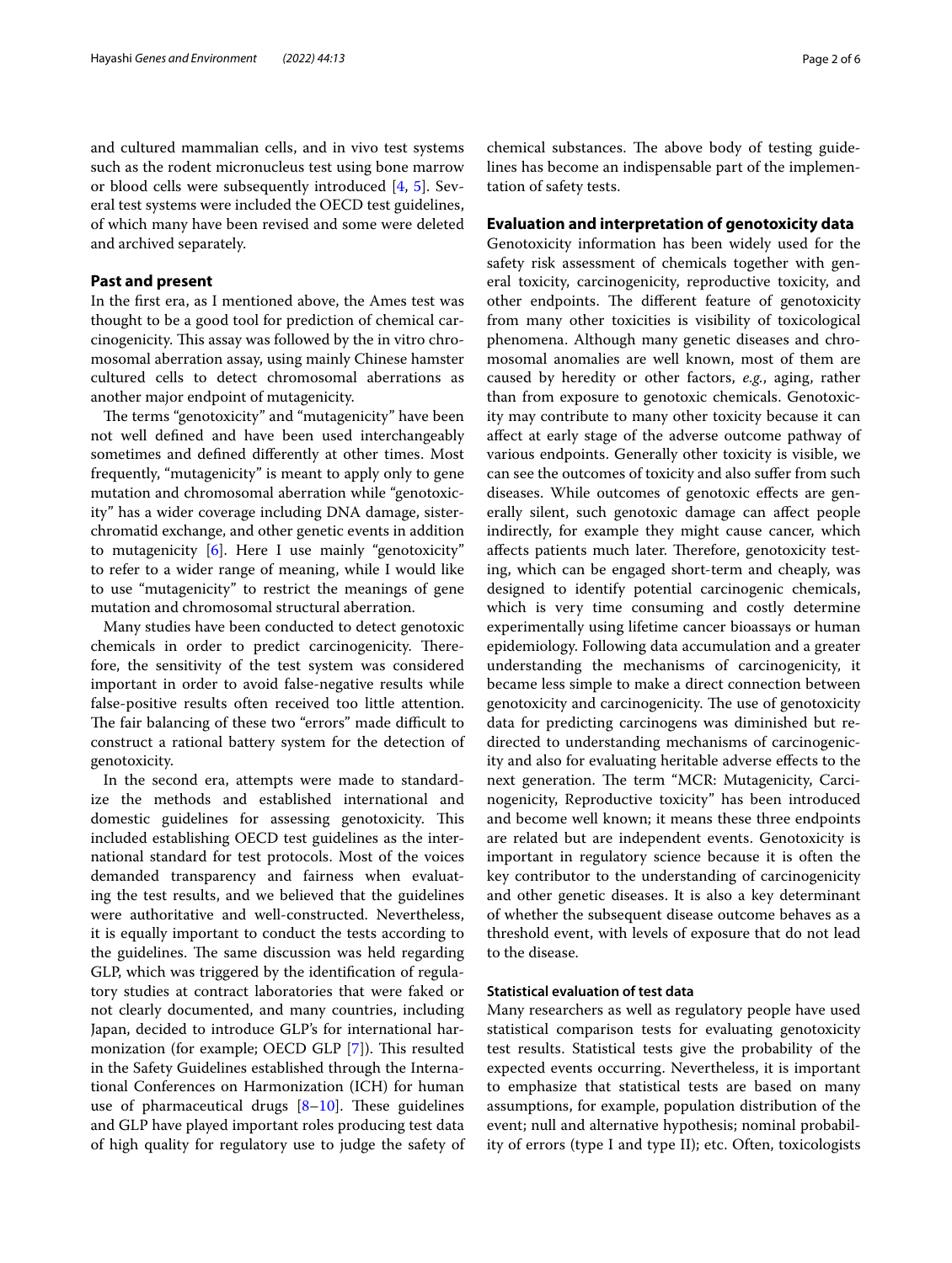and cultured mammalian cells, and in vivo test systems such as the rodent micronucleus test using bone marrow or blood cells were subsequently introduced [4, 5]. Several test systems were included the OECD test guidelines, of which many have been revised and some were deleted and archived separately.

## Past and present

In the first era, as I mentioned above, the Ames test was thought to be a good tool for prediction of chemical carcinogenicity. This assay was followed by the in vitro chromosomal aberration assay, using mainly Chinese hamster cultured cells to detect chromosomal aberrations as another major endpoint of mutagenicity.

The terms "genotoxicity" and "mutagenicity" have been not well defined and have been used interchangeably sometimes and defined differently at other times. Most frequently, "mutagenicity" is meant to apply only to gene mutation and chromosomal aberration while "genotoxicity" has a wider coverage including DNA damage, sister-chromatid exchange, and other genetic events in addition to mutagenicity [6]. Here I use mainly "genotoxicity" to refer to a wider range of meaning, while I would like to use "mutagenicity" to restrict the meanings of gene mutation and chromosomal structural aberration.

Many studies have been conducted to detect genotoxic chemicals in order to predict carcinogenicity. Therefore, the sensitivity of the test system was considered important in order to avoid false-negative results while false-positive results often received too little attention. The fair balancing of these two "errors" made difficult to construct a rational battery system for the detection of genotoxicity.

In the second era, attempts were made to standardize the methods and established international and domestic guidelines for assessing genotoxicity. This included establishing OECD test guidelines as the international standard for test protocols. Most of the voices demanded transparency and fairness when evaluating the test results, and we believed that the guidelines were authoritative and well-constructed. Nevertheless, it is equally important to conduct the tests according to the guidelines. The same discussion was held regarding GLP, which was triggered by the identification of regulatory studies at contract laboratories that were faked or not clearly documented, and many countries, including Japan, decided to introduce GLP's for international harmonization (for example; OECD GLP [7]). This resulted in the Safety Guidelines established through the International Conferences on Harmonization (ICH) for human use of pharmaceutical drugs [8–10]. These guidelines and GLP have played important roles producing test data of high quality for regulatory use to judge the safety of chemical substances. The above body of testing guidelines has become an indispensable part of the implementation of safety tests.

## Evaluation and interpretation of genotoxicity data

Genotoxicity information has been widely used for the safety risk assessment of chemicals together with general toxicity, carcinogenicity, reproductive toxicity, and other endpoints. The different feature of genotoxicity from many other toxicities is visibility of toxicological phenomena. Although many genetic diseases and chromosomal anomalies are well known, most of them are caused by heredity or other factors, *e.g.*, aging, rather than from exposure to genotoxic chemicals. Genotoxicity may contribute to many other toxicity because it can affect at early stage of the adverse outcome pathway of various endpoints. Generally other toxicity is visible, we can see the outcomes of toxicity and also suffer from such diseases. While outcomes of genotoxic effects are generally silent, such genotoxic damage can affect people indirectly, for example they might cause cancer, which affects patients much later. Therefore, genotoxicity testing, which can be engaged short-term and cheaply, was designed to identify potential carcinogenic chemicals, which is very time consuming and costly determine experimentally using lifetime cancer bioassays or human epidemiology. Following data accumulation and a greater understanding the mechanisms of carcinogenicity, it became less simple to make a direct connection between genotoxicity and carcinogenicity. The use of genotoxicity data for predicting carcinogens was diminished but re-directed to understanding mechanisms of carcinogenicity and also for evaluating heritable adverse effects to the next generation. The term "MCR: Mutagenicity, Carcinogenicity, Reproductive toxicity" has been introduced and become well known; it means these three endpoints are related but are independent events. Genotoxicity is important in regulatory science because it is often the key contributor to the understanding of carcinogenicity and other genetic diseases. It is also a key determinant of whether the subsequent disease outcome behaves as a threshold event, with levels of exposure that do not lead to the disease.

### Statistical evaluation of test data

Many researchers as well as regulatory people have used statistical comparison tests for evaluating genotoxicity test results. Statistical tests give the probability of the expected events occurring. Nevertheless, it is important to emphasize that statistical tests are based on many assumptions, for example, population distribution of the event; null and alternative hypothesis; nominal probability of errors (type I and type II); etc. Often, toxicologists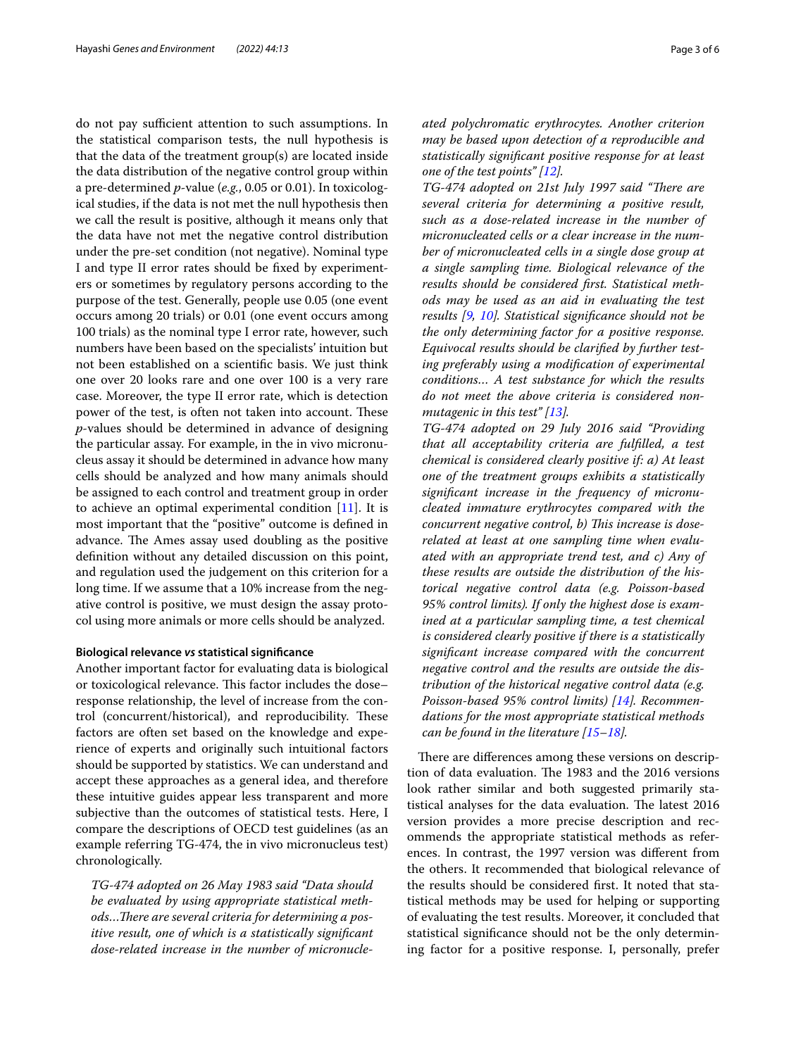do not pay sufficient attention to such assumptions. In the statistical comparison tests, the null hypothesis is that the data of the treatment group(s) are located inside the data distribution of the negative control group within a pre-determined *p*-value (*e.g.*, 0.05 or 0.01). In toxicological studies, if the data is not met the null hypothesis then we call the result is positive, although it means only that the data have not met the negative control distribution under the pre-set condition (not negative). Nominal type I and type II error rates should be fixed by experimenters or sometimes by regulatory persons according to the purpose of the test. Generally, people use 0.05 (one event occurs among 20 trials) or 0.01 (one event occurs among 100 trials) as the nominal type I error rate, however, such numbers have been based on the specialists' intuition but not been established on a scientific basis. We just think one over 20 looks rare and one over 100 is a very rare case. Moreover, the type II error rate, which is detection power of the test, is often not taken into account. These *p*-values should be determined in advance of designing the particular assay. For example, in the in vivo micronucleus assay it should be determined in advance how many cells should be analyzed and how many animals should be assigned to each control and treatment group in order to achieve an optimal experimental condition [11]. It is most important that the "positive" outcome is defined in advance. The Ames assay used doubling as the positive definition without any detailed discussion on this point, and regulation used the judgement on this criterion for a long time. If we assume that a 10% increase from the negative control is positive, we must design the assay protocol using more animals or more cells should be analyzed.

#### Biological relevance *vs* statistical significance

Another important factor for evaluating data is biological or toxicological relevance. This factor includes the dose–response relationship, the level of increase from the control (concurrent/historical), and reproducibility. These factors are often set based on the knowledge and experience of experts and originally such intuitional factors should be supported by statistics. We can understand and accept these approaches as a general idea, and therefore these intuitive guides appear less transparent and more subjective than the outcomes of statistical tests. Here, I compare the descriptions of OECD test guidelines (as an example referring TG-474, the in vivo micronucleus test) chronologically.

> *TG-474 adopted on 26 May 1983 said "Data should be evaluated by using appropriate statistical methods…There are several criteria for determining a positive result, one of which is a statistically significant dose-related increase in the number of micronucleated polychromatic erythrocytes. Another criterion may be based upon detection of a reproducible and statistically significant positive response for at least one of the test points" [12].*
>
> *TG-474 adopted on 21st July 1997 said "There are several criteria for determining a positive result, such as a dose-related increase in the number of micronucleated cells or a clear increase in the number of micronucleated cells in a single dose group at a single sampling time. Biological relevance of the results should be considered first. Statistical methods may be used as an aid in evaluating the test results [9, 10]. Statistical significance should not be the only determining factor for a positive response. Equivocal results should be clarified by further testing preferably using a modification of experimental conditions… A test substance for which the results do not meet the above criteria is considered non-mutagenic in this test" [13].*
>
> *TG-474 adopted on 29 July 2016 said "Providing that all acceptability criteria are fulfilled, a test chemical is considered clearly positive if: a) At least one of the treatment groups exhibits a statistically significant increase in the frequency of micronucleated immature erythrocytes compared with the concurrent negative control, b) This increase is dose-related at least at one sampling time when evaluated with an appropriate trend test, and c) Any of these results are outside the distribution of the historical negative control data (e.g. Poisson-based 95% control limits). If only the highest dose is examined at a particular sampling time, a test chemical is considered clearly positive if there is a statistically significant increase compared with the concurrent negative control and the results are outside the distribution of the historical negative control data (e.g. Poisson-based 95% control limits) [14]. Recommendations for the most appropriate statistical methods can be found in the literature [15–18].*

There are differences among these versions on description of data evaluation. The 1983 and the 2016 versions look rather similar and both suggested primarily statistical analyses for the data evaluation. The latest 2016 version provides a more precise description and recommends the appropriate statistical methods as references. In contrast, the 1997 version was different from the others. It recommended that biological relevance of the results should be considered first. It noted that statistical methods may be used for helping or supporting of evaluating the test results. Moreover, it concluded that statistical significance should not be the only determining factor for a positive response. I, personally, prefer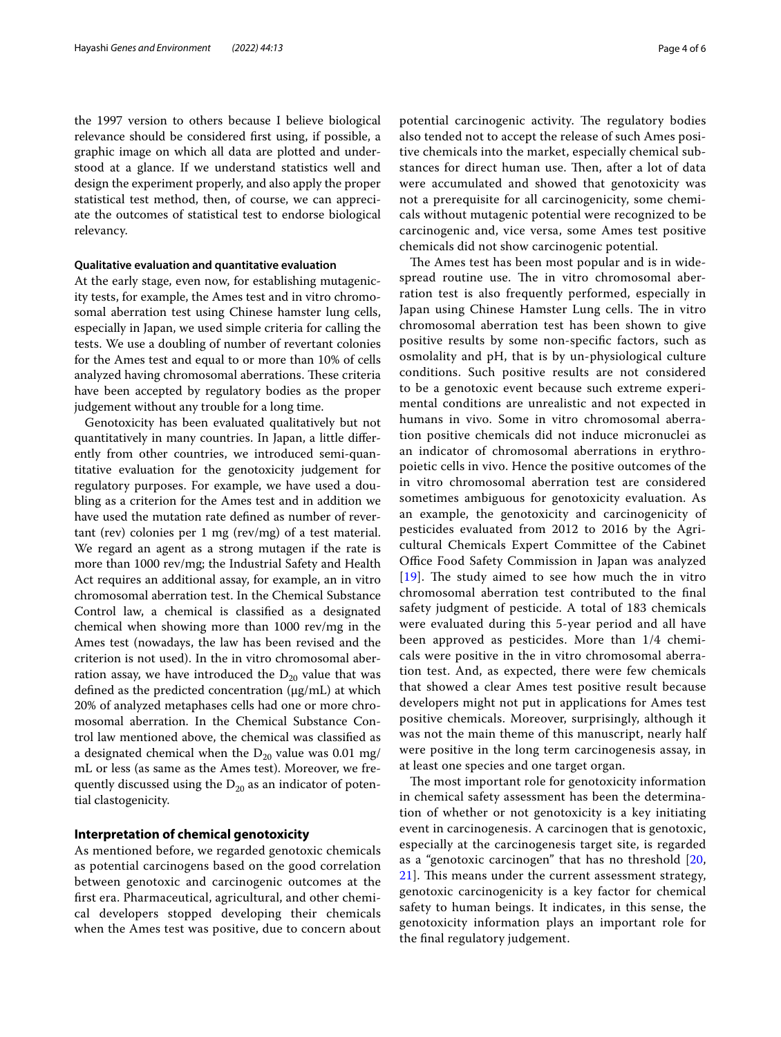the 1997 version to others because I believe biological relevance should be considered first using, if possible, a graphic image on which all data are plotted and understood at a glance. If we understand statistics well and design the experiment properly, and also apply the proper statistical test method, then, of course, we can appreciate the outcomes of statistical test to endorse biological relevancy.

### Qualitative evaluation and quantitative evaluation

At the early stage, even now, for establishing mutagenicity tests, for example, the Ames test and in vitro chromosomal aberration test using Chinese hamster lung cells, especially in Japan, we used simple criteria for calling the tests. We use a doubling of number of revertant colonies for the Ames test and equal to or more than 10% of cells analyzed having chromosomal aberrations. These criteria have been accepted by regulatory bodies as the proper judgement without any trouble for a long time.

Genotoxicity has been evaluated qualitatively but not quantitatively in many countries. In Japan, a little differently from other countries, we introduced semi-quantitative evaluation for the genotoxicity judgement for regulatory purposes. For example, we have used a doubling as a criterion for the Ames test and in addition we have used the mutation rate defined as number of revertant (rev) colonies per 1 mg (rev/mg) of a test material. We regard an agent as a strong mutagen if the rate is more than 1000 rev/mg; the Industrial Safety and Health Act requires an additional assay, for example, an in vitro chromosomal aberration test. In the Chemical Substance Control law, a chemical is classified as a designated chemical when showing more than 1000 rev/mg in the Ames test (nowadays, the law has been revised and the criterion is not used). In the in vitro chromosomal aberration assay, we have introduced the $D_{20}$ value that was defined as the predicted concentration (μg/mL) at which 20% of analyzed metaphases cells had one or more chromosomal aberration. In the Chemical Substance Control law mentioned above, the chemical was classified as a designated chemical when the $D_{20}$ value was 0.01 mg/mL or less (as same as the Ames test). Moreover, we frequently discussed using the $D_{20}$ as an indicator of potential clastogenicity.

## Interpretation of chemical genotoxicity

As mentioned before, we regarded genotoxic chemicals as potential carcinogens based on the good correlation between genotoxic and carcinogenic outcomes at the first era. Pharmaceutical, agricultural, and other chemical developers stopped developing their chemicals when the Ames test was positive, due to concern about potential carcinogenic activity. The regulatory bodies also tended not to accept the release of such Ames positive chemicals into the market, especially chemical substances for direct human use. Then, after a lot of data were accumulated and showed that genotoxicity was not a prerequisite for all carcinogenicity, some chemicals without mutagenic potential were recognized to be carcinogenic and, vice versa, some Ames test positive chemicals did not show carcinogenic potential.

The Ames test has been most popular and is in widespread routine use. The in vitro chromosomal aberration test is also frequently performed, especially in Japan using Chinese Hamster Lung cells. The in vitro chromosomal aberration test has been shown to give positive results by some non-specific factors, such as osmolality and pH, that is by un-physiological culture conditions. Such positive results are not considered to be a genotoxic event because such extreme experimental conditions are unrealistic and not expected in humans in vivo. Some in vitro chromosomal aberration positive chemicals did not induce micronuclei as an indicator of chromosomal aberrations in erythropoietic cells in vivo. Hence the positive outcomes of the in vitro chromosomal aberration test are considered sometimes ambiguous for genotoxicity evaluation. As an example, the genotoxicity and carcinogenicity of pesticides evaluated from 2012 to 2016 by the Agricultural Chemicals Expert Committee of the Cabinet Office Food Safety Commission in Japan was analyzed [19]. The study aimed to see how much the in vitro chromosomal aberration test contributed to the final safety judgment of pesticide. A total of 183 chemicals were evaluated during this 5-year period and all have been approved as pesticides. More than 1/4 chemicals were positive in the in vitro chromosomal aberration test. And, as expected, there were few chemicals that showed a clear Ames test positive result because developers might not put in applications for Ames test positive chemicals. Moreover, surprisingly, although it was not the main theme of this manuscript, nearly half were positive in the long term carcinogenesis assay, in at least one species and one target organ.

The most important role for genotoxicity information in chemical safety assessment has been the determination of whether or not genotoxicity is a key initiating event in carcinogenesis. A carcinogen that is genotoxic, especially at the carcinogenesis target site, is regarded as a "genotoxic carcinogen" that has no threshold [20, 21]. This means under the current assessment strategy, genotoxic carcinogenicity is a key factor for chemical safety to human beings. It indicates, in this sense, the genotoxicity information plays an important role for the final regulatory judgement.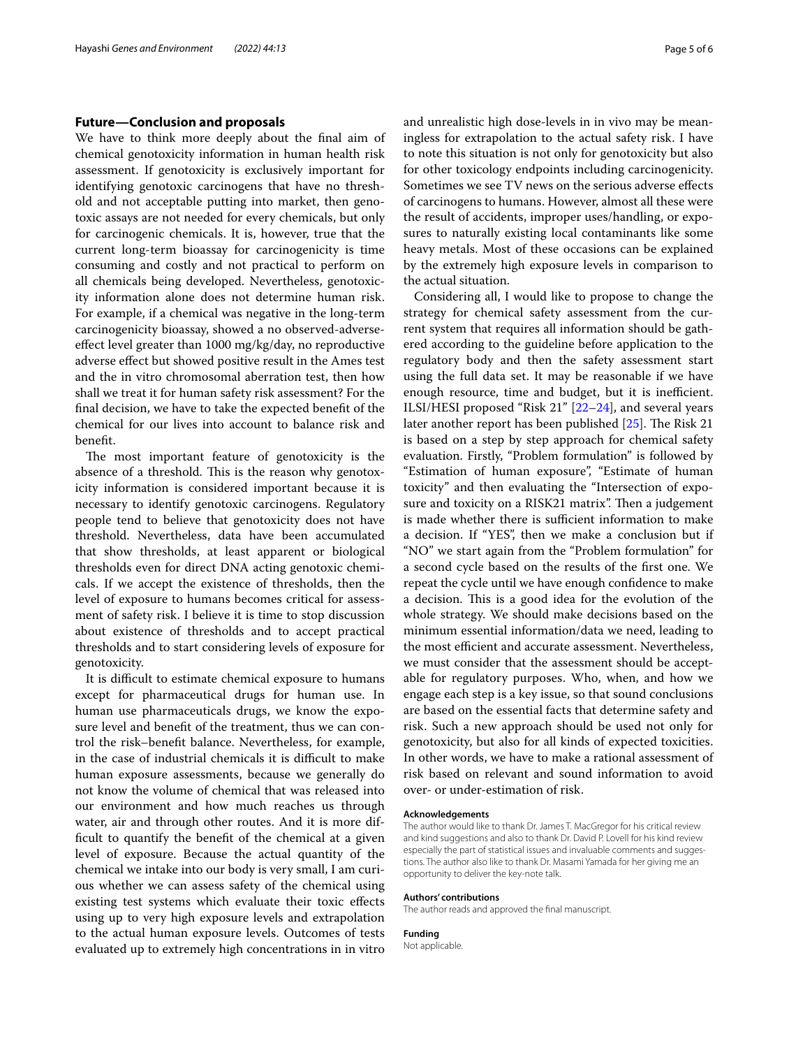## Future—Conclusion and proposals

We have to think more deeply about the final aim of chemical genotoxicity information in human health risk assessment. If genotoxicity is exclusively important for identifying genotoxic carcinogens that have no threshold and not acceptable putting into market, then genotoxic assays are not needed for every chemicals, but only for carcinogenic chemicals. It is, however, true that the current long-term bioassay for carcinogenicity is time consuming and costly and not practical to perform on all chemicals being developed. Nevertheless, genotoxicity information alone does not determine human risk. For example, if a chemical was negative in the long-term carcinogenicity bioassay, showed a no observed-adverse-effect level greater than 1000 mg/kg/day, no reproductive adverse effect but showed positive result in the Ames test and the in vitro chromosomal aberration test, then how shall we treat it for human safety risk assessment? For the final decision, we have to take the expected benefit of the chemical for our lives into account to balance risk and benefit.

The most important feature of genotoxicity is the absence of a threshold. This is the reason why genotoxicity information is considered important because it is necessary to identify genotoxic carcinogens. Regulatory people tend to believe that genotoxicity does not have threshold. Nevertheless, data have been accumulated that show thresholds, at least apparent or biological thresholds even for direct DNA acting genotoxic chemicals. If we accept the existence of thresholds, then the level of exposure to humans becomes critical for assessment of safety risk. I believe it is time to stop discussion about existence of thresholds and to accept practical thresholds and to start considering levels of exposure for genotoxicity.

It is difficult to estimate chemical exposure to humans except for pharmaceutical drugs for human use. In human use pharmaceuticals drugs, we know the exposure level and benefit of the treatment, thus we can control the risk–benefit balance. Nevertheless, for example, in the case of industrial chemicals it is difficult to make human exposure assessments, because we generally do not know the volume of chemical that was released into our environment and how much reaches us through water, air and through other routes. And it is more difficult to quantify the benefit of the chemical at a given level of exposure. Because the actual quantity of the chemical we intake into our body is very small, I am curious whether we can assess safety of the chemical using existing test systems which evaluate their toxic effects using up to very high exposure levels and extrapolation to the actual human exposure levels. Outcomes of tests evaluated up to extremely high concentrations in in vitro and unrealistic high dose-levels in in vivo may be meaningless for extrapolation to the actual safety risk. I have to note this situation is not only for genotoxicity but also for other toxicology endpoints including carcinogenicity. Sometimes we see TV news on the serious adverse effects of carcinogens to humans. However, almost all these were the result of accidents, improper uses/handling, or exposures to naturally existing local contaminants like some heavy metals. Most of these occasions can be explained by the extremely high exposure levels in comparison to the actual situation.

Considering all, I would like to propose to change the strategy for chemical safety assessment from the current system that requires all information should be gathered according to the guideline before application to the regulatory body and then the safety assessment start using the full data set. It may be reasonable if we have enough resource, time and budget, but it is inefficient. ILSI/HESI proposed "Risk 21" [22–24], and several years later another report has been published [25]. The Risk 21 is based on a step by step approach for chemical safety evaluation. Firstly, "Problem formulation" is followed by "Estimation of human exposure", "Estimate of human toxicity" and then evaluating the "Intersection of exposure and toxicity on a RISK21 matrix". Then a judgement is made whether there is sufficient information to make a decision. If "YES", then we make a conclusion but if "NO" we start again from the "Problem formulation" for a second cycle based on the results of the first one. We repeat the cycle until we have enough confidence to make a decision. This is a good idea for the evolution of the whole strategy. We should make decisions based on the minimum essential information/data we need, leading to the most efficient and accurate assessment. Nevertheless, we must consider that the assessment should be acceptable for regulatory purposes. Who, when, and how we engage each step is a key issue, so that sound conclusions are based on the essential facts that determine safety and risk. Such a new approach should be used not only for genotoxicity, but also for all kinds of expected toxicities. In other words, we have to make a rational assessment of risk based on relevant and sound information to avoid over- or under-estimation of risk.

#### Acknowledgements

The author would like to thank Dr. James T. MacGregor for his critical review and kind suggestions and also to thank Dr. David P. Lovell for his kind review especially the part of statistical issues and invaluable comments and suggestions. The author also like to thank Dr. Masami Yamada for her giving me an opportunity to deliver the key-note talk.

#### Authors' contributions

The author reads and approved the final manuscript.

#### Funding

Not applicable.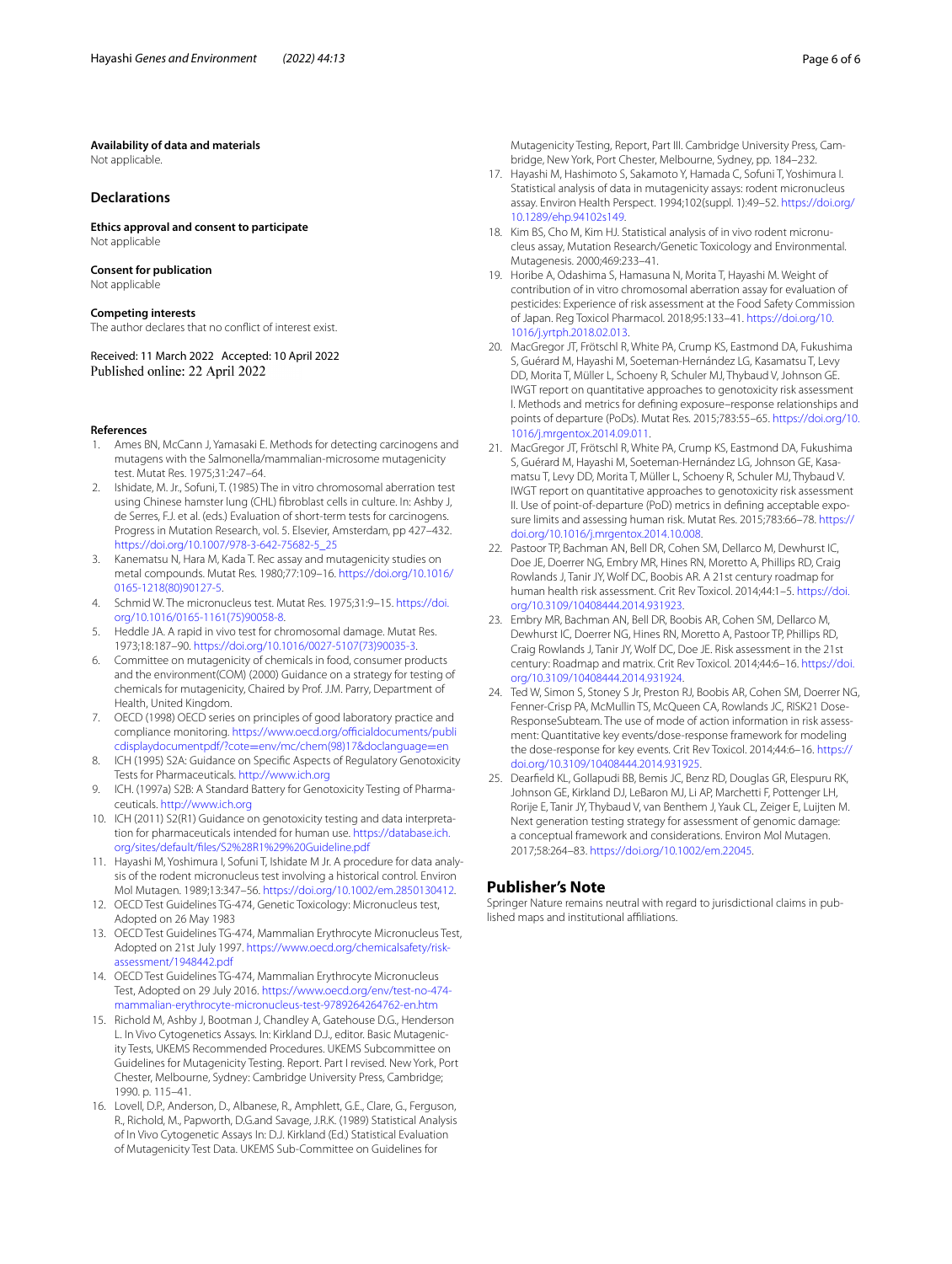**Availability of data and materials**
Not applicable.

## Declarations

**Ethics approval and consent to participate**
Not applicable

**Consent for publication**
Not applicable

**Competing interests**
The author declares that no conflict of interest exist.

Received: 11 March 2022 Accepted: 10 April 2022
Published online: 22 April 2022

### References

1. Ames BN, McCann J, Yamasaki E. Methods for detecting carcinogens and mutagens with the Salmonella/mammalian-microsome mutagenicity test. Mutat Res. 1975;31:247–64.
2. Ishidate, M. Jr., Sofuni, T. (1985) The in vitro chromosomal aberration test using Chinese hamster lung (CHL) fibroblast cells in culture. In: Ashby J, de Serres, F.J. et al. (eds.) Evaluation of short-term tests for carcinogens. Progress in Mutation Research, vol. 5. Elsevier, Amsterdam, pp 427–432. https://doi.org/10.1007/978-3-642-75682-5_25
3. Kanematsu N, Hara M, Kada T. Rec assay and mutagenicity studies on metal compounds. Mutat Res. 1980;77:109–16. https://doi.org/10.1016/0165-1218(80)90127-5.
4. Schmid W. The micronucleus test. Mutat Res. 1975;31:9–15. https://doi.org/10.1016/0165-1161(75)90058-8.
5. Heddle JA. A rapid in vivo test for chromosomal damage. Mutat Res. 1973;18:187–90. https://doi.org/10.1016/0027-5107(73)90035-3.
6. Committee on mutagenicity of chemicals in food, consumer products and the environment(COM) (2000) Guidance on a strategy for testing of chemicals for mutagenicity, Chaired by Prof. J.M. Parry, Department of Health, United Kingdom.
7. OECD (1998) OECD series on principles of good laboratory practice and compliance monitoring. https://www.oecd.org/officialdocuments/publicdisplaydocumentpdf/?cote=env/mc/chem(98)17&doclanguage=en
8. ICH (1995) S2A: Guidance on Specific Aspects of Regulatory Genotoxicity Tests for Pharmaceuticals. http://www.ich.org
9. ICH. (1997a) S2B: A Standard Battery for Genotoxicity Testing of Pharmaceuticals. http://www.ich.org
10. ICH (2011) S2(R1) Guidance on genotoxicity testing and data interpretation for pharmaceuticals intended for human use. https://database.ich.org/sites/default/files/S2%28R1%29%20Guideline.pdf
11. Hayashi M, Yoshimura I, Sofuni T, Ishidate M Jr. A procedure for data analysis of the rodent micronucleus test involving a historical control. Environ Mol Mutagen. 1989;13:347–56. https://doi.org/10.1002/em.2850130412.
12. OECD Test Guidelines TG-474, Genetic Toxicology: Micronucleus test, Adopted on 26 May 1983
13. OECD Test Guidelines TG-474, Mammalian Erythrocyte Micronucleus Test, Adopted on 21st July 1997. https://www.oecd.org/chemicalsafety/risk-assessment/1948442.pdf
14. OECD Test Guidelines TG-474, Mammalian Erythrocyte Micronucleus Test, Adopted on 29 July 2016. https://www.oecd.org/env/test-no-474-mammalian-erythrocyte-micronucleus-test-9789264264762-en.htm
15. Richold M, Ashby J, Bootman J, Chandley A, Gatehouse D.G., Henderson L. In Vivo Cytogenetics Assays. In: Kirkland D.J., editor. Basic Mutagenicity Tests, UKEMS Recommended Procedures. UKEMS Subcommittee on Guidelines for Mutagenicity Testing. Report. Part I revised. New York, Port Chester, Melbourne, Sydney: Cambridge University Press, Cambridge; 1990. p. 115–41.
16. Lovell, D.P., Anderson, D., Albanese, R., Amphlett, G.E., Clare, G., Ferguson, R., Richold, M., Papworth, D.G.and Savage, J.R.K. (1989) Statistical Analysis of In Vivo Cytogenetic Assays In: D.J. Kirkland (Ed.) Statistical Evaluation of Mutagenicity Test Data. UKEMS Sub-Committee on Guidelines for Mutagenicity Testing, Report, Part III. Cambridge University Press, Cambridge, New York, Port Chester, Melbourne, Sydney, pp. 184–232.
17. Hayashi M, Hashimoto S, Sakamoto Y, Hamada C, Sofuni T, Yoshimura I. Statistical analysis of data in mutagenicity assays: rodent micronucleus assay. Environ Health Perspect. 1994;102(suppl. 1):49–52. https://doi.org/10.1289/ehp.94102s149.
18. Kim BS, Cho M, Kim HJ. Statistical analysis of in vivo rodent micronucleus assay, Mutation Research/Genetic Toxicology and Environmental. Mutagenesis. 2000;469:233–41.
19. Horibe A, Odashima S, Hamasuna N, Morita T, Hayashi M. Weight of contribution of in vitro chromosomal aberration assay for evaluation of pesticides: Experience of risk assessment at the Food Safety Commission of Japan. Reg Toxicol Pharmacol. 2018;95:133–41. https://doi.org/10.1016/j.yrtph.2018.02.013.
20. MacGregor JT, Frötschl R, White PA, Crump KS, Eastmond DA, Fukushima S, Guérard M, Hayashi M, Soeteman-Hernández LG, Kasamatsu T, Levy DD, Morita T, Müller L, Schoeny R, Schuler MJ, Thybaud V, Johnson GE. IWGT report on quantitative approaches to genotoxicity risk assessment I. Methods and metrics for defining exposure–response relationships and points of departure (PoDs). Mutat Res. 2015;783:55–65. https://doi.org/10.1016/j.mrgentox.2014.09.011.
21. MacGregor JT, Frötschl R, White PA, Crump KS, Eastmond DA, Fukushima S, Guérard M, Hayashi M, Soeteman-Hernández LG, Johnson GE, Kasamatsu T, Levy DD, Morita T, Müller L, Schoeny R, Schuler MJ, Thybaud V. IWGT report on quantitative approaches to genotoxicity risk assessment II. Use of point-of-departure (PoD) metrics in defining acceptable exposure limits and assessing human risk. Mutat Res. 2015;783:66–78. https://doi.org/10.1016/j.mrgentox.2014.10.008.
22. Pastoor TP, Bachman AN, Bell DR, Cohen SM, Dellarco M, Dewhurst IC, Doe JE, Doerrer NG, Embry MR, Hines RN, Moretto A, Phillips RD, Craig Rowlands J, Tanir JY, Wolf DC, Boobis AR. A 21st century roadmap for human health risk assessment. Crit Rev Toxicol. 2014;44:1–5. https://doi.org/10.3109/10408444.2014.931923.
23. Embry MR, Bachman AN, Bell DR, Boobis AR, Cohen SM, Dellarco M, Dewhurst IC, Doerrer NG, Hines RN, Moretto A, Pastoor TP, Phillips RD, Craig Rowlands J, Tanir JY, Wolf DC, Doe JE. Risk assessment in the 21st century: Roadmap and matrix. Crit Rev Toxicol. 2014;44:6–16. https://doi.org/10.3109/10408444.2014.931924.
24. Ted W, Simon S, Stoney S Jr, Preston RJ, Boobis AR, Cohen SM, Doerrer NG, Fenner-Crisp PA, McMullin TS, McQueen CA, Rowlands JC, RISK21 Dose-ResponseSubteam. The use of mode of action information in risk assessment: Quantitative key events/dose-response framework for modeling the dose-response for key events. Crit Rev Toxicol. 2014;44:6–16. https://doi.org/10.3109/10408444.2014.931925.
25. Dearfield KL, Gollapudi BB, Bemis JC, Benz RD, Douglas GR, Elespuru RK, Johnson GE, Kirkland DJ, LeBaron MJ, Li AP, Marchetti F, Pottenger LH, Rorije E, Tanir JY, Thybaud V, van Benthem J, Yauk CL, Zeiger E, Luijten M. Next generation testing strategy for assessment of genomic damage: a conceptual framework and considerations. Environ Mol Mutagen. 2017;58:264–83. https://doi.org/10.1002/em.22045.

## Publisher's Note

Springer Nature remains neutral with regard to jurisdictional claims in published maps and institutional affiliations.